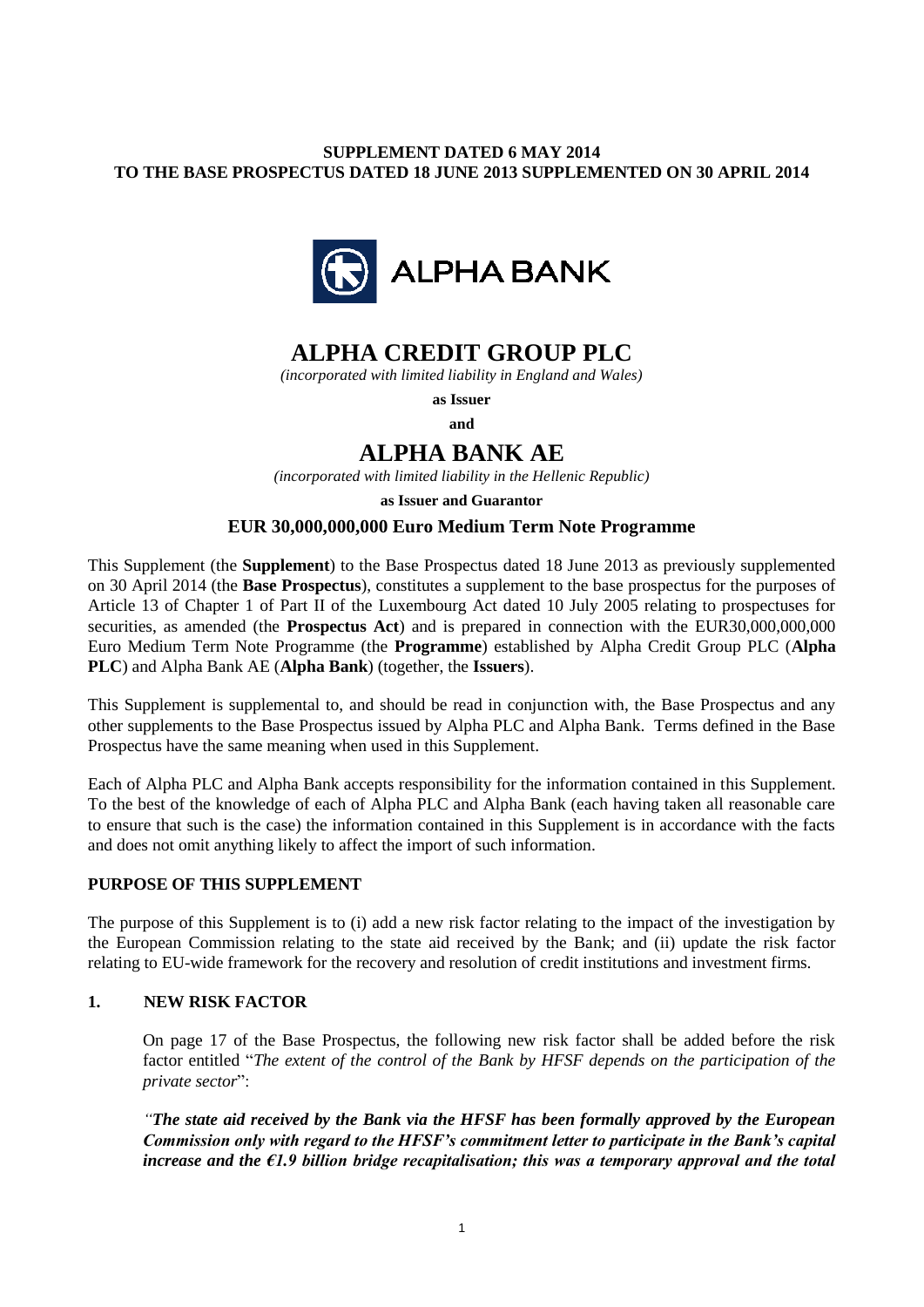**SUPPLEMENT DATED 6 MAY 2014**
**TO THE BASE PROSPECTUS DATED 18 JUNE 2013 SUPPLEMENTED ON 30 APRIL 2014**

ALPHA BANK

# ALPHA CREDIT GROUP PLC

*(incorporated with limited liability in England and Wales)*

**as Issuer**

**and**

# ALPHA BANK AE

*(incorporated with limited liability in the Hellenic Republic)*

**as Issuer and Guarantor**

### EUR 30,000,000,000 Euro Medium Term Note Programme

This Supplement (the **Supplement**) to the Base Prospectus dated 18 June 2013 as previously supplemented on 30 April 2014 (the **Base Prospectus**), constitutes a supplement to the base prospectus for the purposes of Article 13 of Chapter 1 of Part II of the Luxembourg Act dated 10 July 2005 relating to prospectuses for securities, as amended (the **Prospectus Act**) and is prepared in connection with the EUR30,000,000,000 Euro Medium Term Note Programme (the **Programme**) established by Alpha Credit Group PLC (**Alpha PLC**) and Alpha Bank AE (**Alpha Bank**) (together, the **Issuers**).

This Supplement is supplemental to, and should be read in conjunction with, the Base Prospectus and any other supplements to the Base Prospectus issued by Alpha PLC and Alpha Bank. Terms defined in the Base Prospectus have the same meaning when used in this Supplement.

Each of Alpha PLC and Alpha Bank accepts responsibility for the information contained in this Supplement. To the best of the knowledge of each of Alpha PLC and Alpha Bank (each having taken all reasonable care to ensure that such is the case) the information contained in this Supplement is in accordance with the facts and does not omit anything likely to affect the import of such information.

## PURPOSE OF THIS SUPPLEMENT

The purpose of this Supplement is to (i) add a new risk factor relating to the impact of the investigation by the European Commission relating to the state aid received by the Bank; and (ii) update the risk factor relating to EU-wide framework for the recovery and resolution of credit institutions and investment firms.

## 1. NEW RISK FACTOR

On page 17 of the Base Prospectus, the following new risk factor shall be added before the risk factor entitled "*The extent of the control of the Bank by HFSF depends on the participation of the private sector*":

*"**The state aid received by the Bank via the HFSF has been formally approved by the European Commission only with regard to the HFSF's commitment letter to participate in the Bank's capital increase and the €1.9 billion bridge recapitalisation; this was a temporary approval and the total***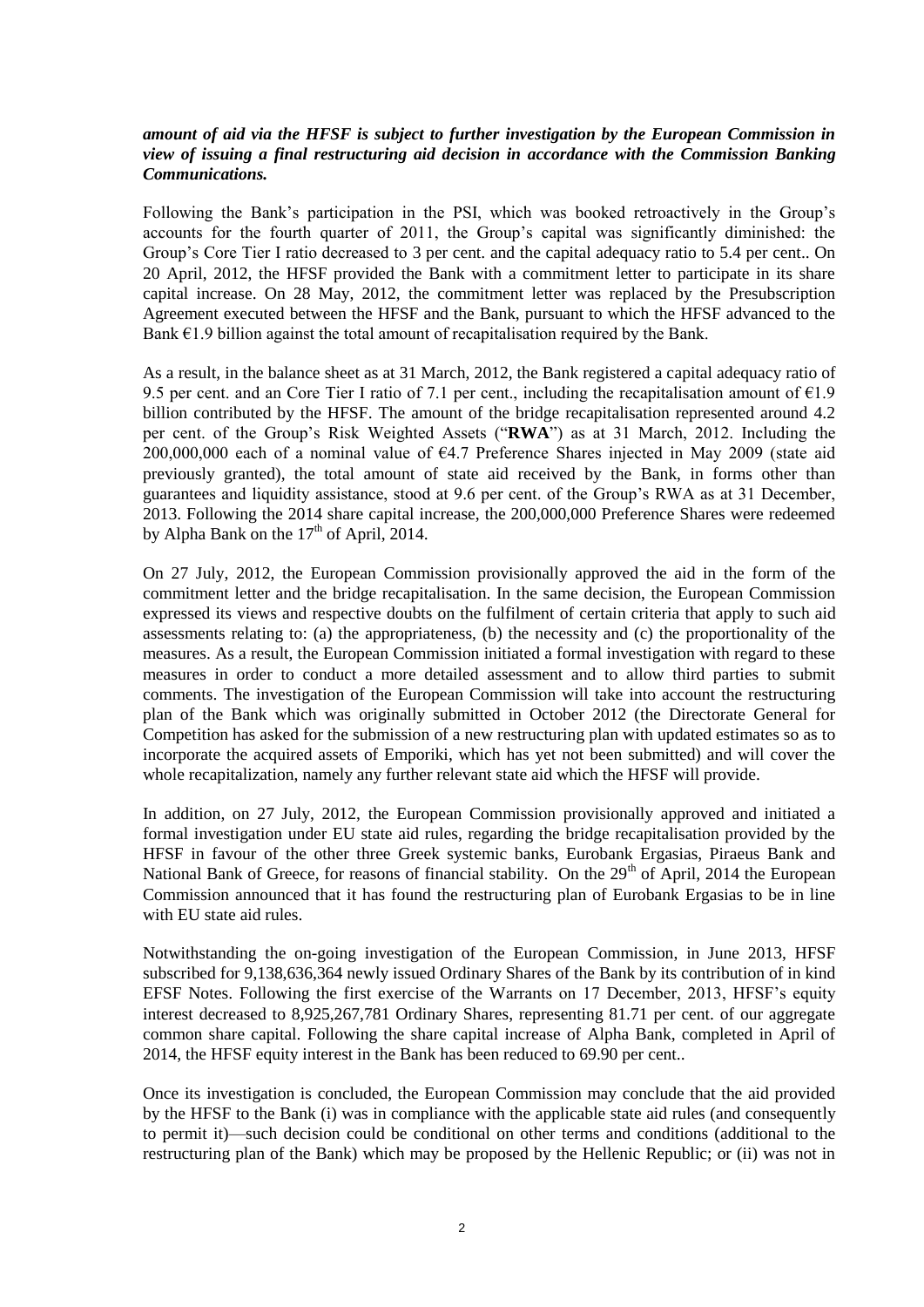***amount of aid via the HFSF is subject to further investigation by the European Commission in view of issuing a final restructuring aid decision in accordance with the Commission Banking Communications.***

Following the Bank's participation in the PSI, which was booked retroactively in the Group's accounts for the fourth quarter of 2011, the Group's capital was significantly diminished: the Group's Core Tier I ratio decreased to 3 per cent. and the capital adequacy ratio to 5.4 per cent.. On 20 April, 2012, the HFSF provided the Bank with a commitment letter to participate in its share capital increase. On 28 May, 2012, the commitment letter was replaced by the Presubscription Agreement executed between the HFSF and the Bank, pursuant to which the HFSF advanced to the Bank €1.9 billion against the total amount of recapitalisation required by the Bank.

As a result, in the balance sheet as at 31 March, 2012, the Bank registered a capital adequacy ratio of 9.5 per cent. and an Core Tier I ratio of 7.1 per cent., including the recapitalisation amount of €1.9 billion contributed by the HFSF. The amount of the bridge recapitalisation represented around 4.2 per cent. of the Group's Risk Weighted Assets ("**RWA**") as at 31 March, 2012. Including the 200,000,000 each of a nominal value of €4.7 Preference Shares injected in May 2009 (state aid previously granted), the total amount of state aid received by the Bank, in forms other than guarantees and liquidity assistance, stood at 9.6 per cent. of the Group's RWA as at 31 December, 2013. Following the 2014 share capital increase, the 200,000,000 Preference Shares were redeemed by Alpha Bank on the 17th of April, 2014.

On 27 July, 2012, the European Commission provisionally approved the aid in the form of the commitment letter and the bridge recapitalisation. In the same decision, the European Commission expressed its views and respective doubts on the fulfilment of certain criteria that apply to such aid assessments relating to: (a) the appropriateness, (b) the necessity and (c) the proportionality of the measures. As a result, the European Commission initiated a formal investigation with regard to these measures in order to conduct a more detailed assessment and to allow third parties to submit comments. The investigation of the European Commission will take into account the restructuring plan of the Bank which was originally submitted in October 2012 (the Directorate General for Competition has asked for the submission of a new restructuring plan with updated estimates so as to incorporate the acquired assets of Emporiki, which has yet not been submitted) and will cover the whole recapitalization, namely any further relevant state aid which the HFSF will provide.

In addition, on 27 July, 2012, the European Commission provisionally approved and initiated a formal investigation under EU state aid rules, regarding the bridge recapitalisation provided by the HFSF in favour of the other three Greek systemic banks, Eurobank Ergasias, Piraeus Bank and National Bank of Greece, for reasons of financial stability. On the 29th of April, 2014 the European Commission announced that it has found the restructuring plan of Eurobank Ergasias to be in line with EU state aid rules.

Notwithstanding the on-going investigation of the European Commission, in June 2013, HFSF subscribed for 9,138,636,364 newly issued Ordinary Shares of the Bank by its contribution of in kind EFSF Notes. Following the first exercise of the Warrants on 17 December, 2013, HFSF's equity interest decreased to 8,925,267,781 Ordinary Shares, representing 81.71 per cent. of our aggregate common share capital. Following the share capital increase of Alpha Bank, completed in April of 2014, the HFSF equity interest in the Bank has been reduced to 69.90 per cent..

Once its investigation is concluded, the European Commission may conclude that the aid provided by the HFSF to the Bank (i) was in compliance with the applicable state aid rules (and consequently to permit it)—such decision could be conditional on other terms and conditions (additional to the restructuring plan of the Bank) which may be proposed by the Hellenic Republic; or (ii) was not in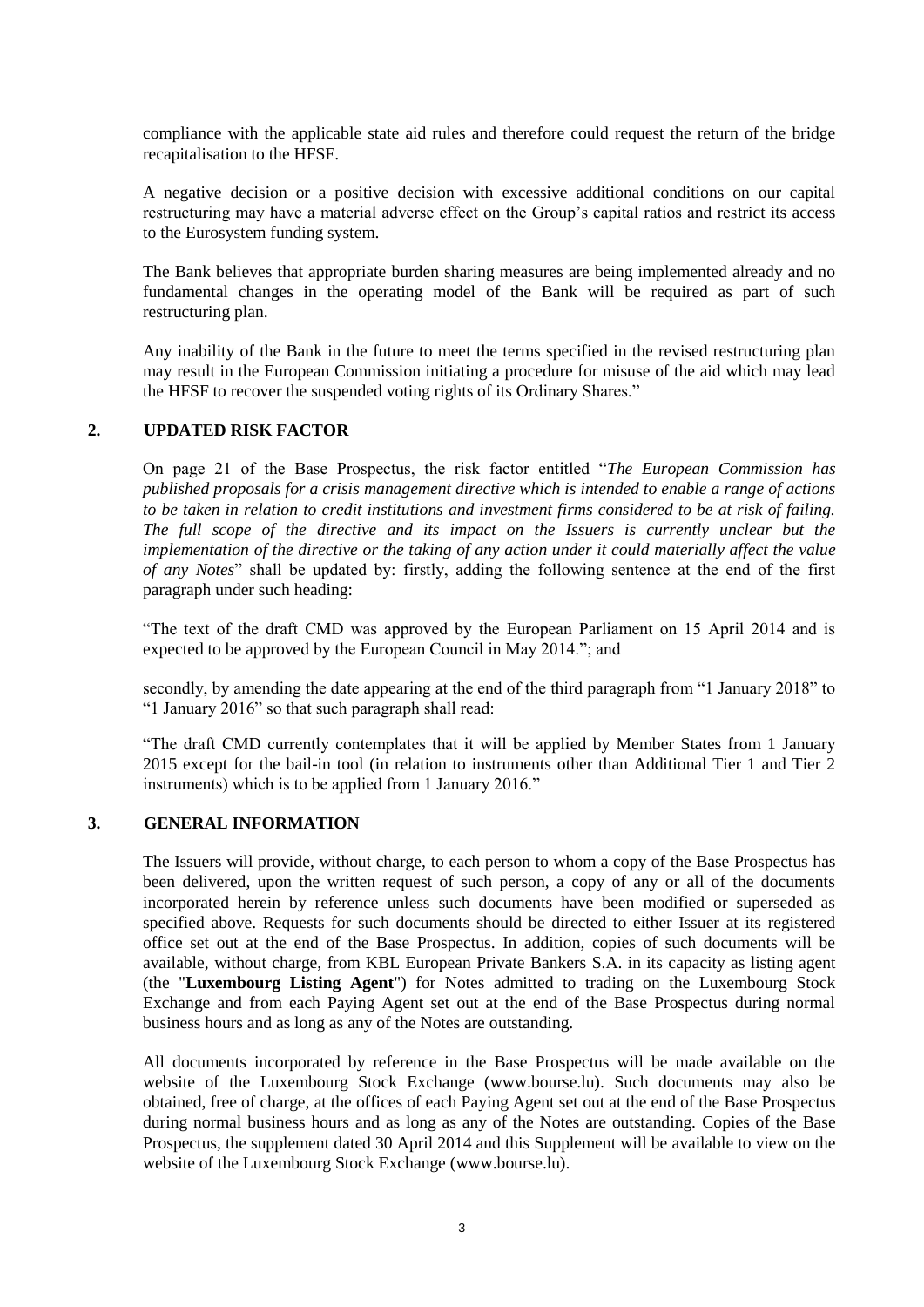compliance with the applicable state aid rules and therefore could request the return of the bridge recapitalisation to the HFSF.

A negative decision or a positive decision with excessive additional conditions on our capital restructuring may have a material adverse effect on the Group's capital ratios and restrict its access to the Eurosystem funding system.

The Bank believes that appropriate burden sharing measures are being implemented already and no fundamental changes in the operating model of the Bank will be required as part of such restructuring plan.

Any inability of the Bank in the future to meet the terms specified in the revised restructuring plan may result in the European Commission initiating a procedure for misuse of the aid which may lead the HFSF to recover the suspended voting rights of its Ordinary Shares."

## 2. UPDATED RISK FACTOR

On page 21 of the Base Prospectus, the risk factor entitled "*The European Commission has published proposals for a crisis management directive which is intended to enable a range of actions to be taken in relation to credit institutions and investment firms considered to be at risk of failing. The full scope of the directive and its impact on the Issuers is currently unclear but the implementation of the directive or the taking of any action under it could materially affect the value of any Notes*" shall be updated by: firstly, adding the following sentence at the end of the first paragraph under such heading:

"The text of the draft CMD was approved by the European Parliament on 15 April 2014 and is expected to be approved by the European Council in May 2014."; and

secondly, by amending the date appearing at the end of the third paragraph from "1 January 2018" to "1 January 2016" so that such paragraph shall read:

"The draft CMD currently contemplates that it will be applied by Member States from 1 January 2015 except for the bail-in tool (in relation to instruments other than Additional Tier 1 and Tier 2 instruments) which is to be applied from 1 January 2016."

## 3. GENERAL INFORMATION

The Issuers will provide, without charge, to each person to whom a copy of the Base Prospectus has been delivered, upon the written request of such person, a copy of any or all of the documents incorporated herein by reference unless such documents have been modified or superseded as specified above. Requests for such documents should be directed to either Issuer at its registered office set out at the end of the Base Prospectus. In addition, copies of such documents will be available, without charge, from KBL European Private Bankers S.A. in its capacity as listing agent (the "**Luxembourg Listing Agent**") for Notes admitted to trading on the Luxembourg Stock Exchange and from each Paying Agent set out at the end of the Base Prospectus during normal business hours and as long as any of the Notes are outstanding.

All documents incorporated by reference in the Base Prospectus will be made available on the website of the Luxembourg Stock Exchange (www.bourse.lu). Such documents may also be obtained, free of charge, at the offices of each Paying Agent set out at the end of the Base Prospectus during normal business hours and as long as any of the Notes are outstanding. Copies of the Base Prospectus, the supplement dated 30 April 2014 and this Supplement will be available to view on the website of the Luxembourg Stock Exchange (www.bourse.lu).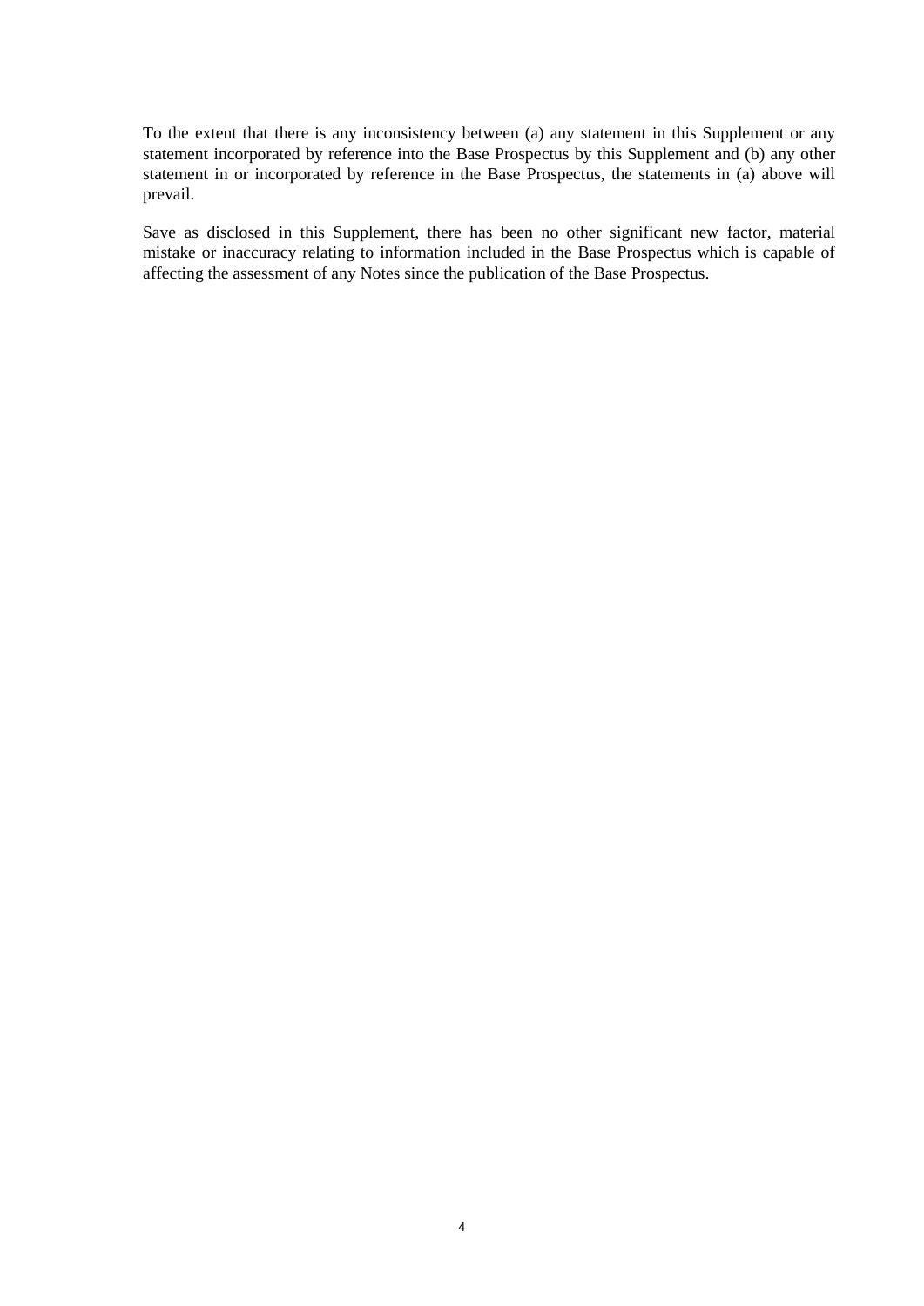To the extent that there is any inconsistency between (a) any statement in this Supplement or any statement incorporated by reference into the Base Prospectus by this Supplement and (b) any other statement in or incorporated by reference in the Base Prospectus, the statements in (a) above will prevail.

Save as disclosed in this Supplement, there has been no other significant new factor, material mistake or inaccuracy relating to information included in the Base Prospectus which is capable of affecting the assessment of any Notes since the publication of the Base Prospectus.